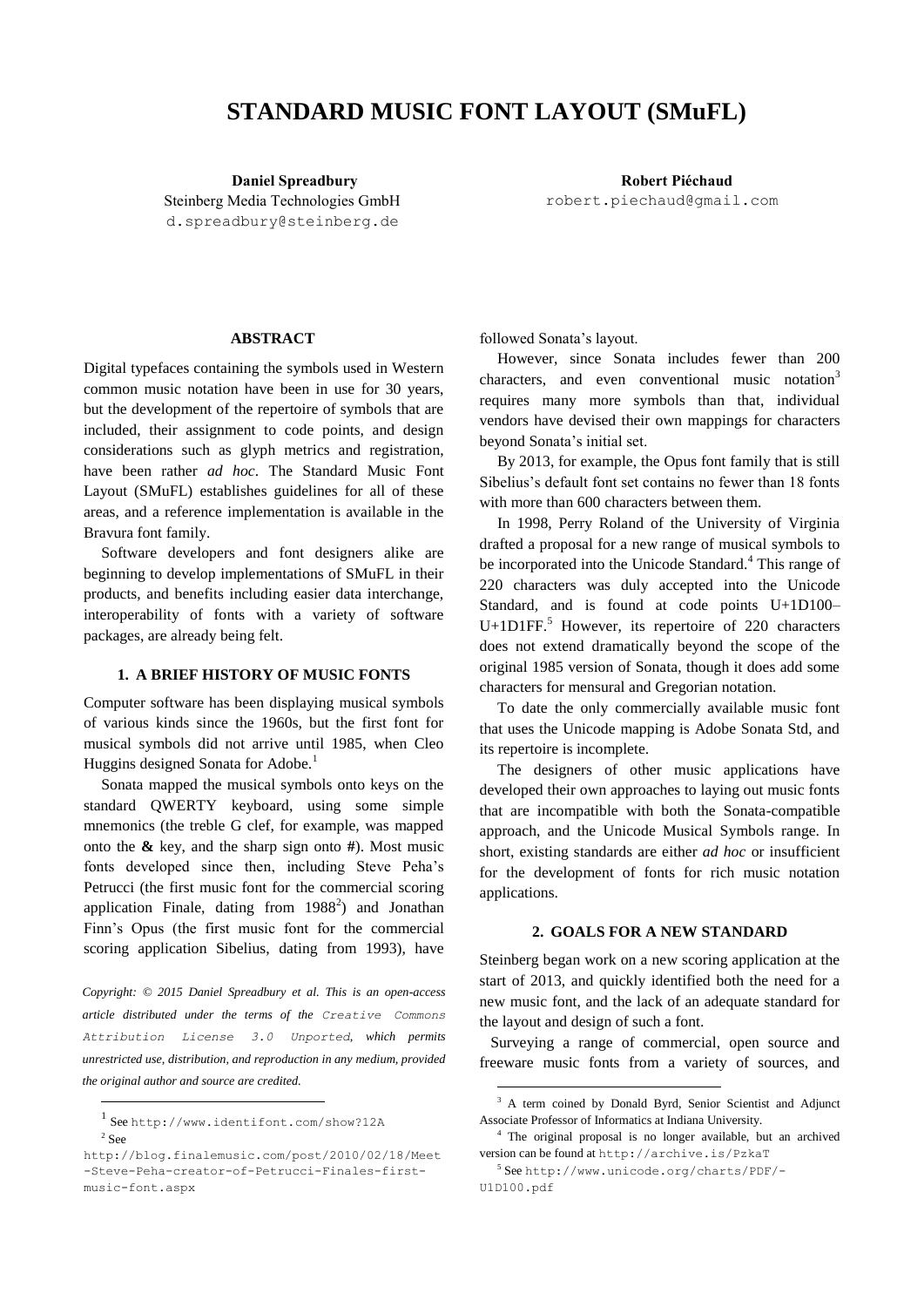# STANDARD MUSIC FONT LAYOUT (SMuFL)

**Daniel Spreadbury**
Steinberg Media Technologies GmbH
d.spreadbury@steinberg.de

**Robert Piéchaud**
robert.piechaud@gmail.com

## ABSTRACT

Digital typefaces containing the symbols used in Western common music notation have been in use for 30 years, but the development of the repertoire of symbols that are included, their assignment to code points, and design considerations such as glyph metrics and registration, have been rather *ad hoc*. The Standard Music Font Layout (SMuFL) establishes guidelines for all of these areas, and a reference implementation is available in the Bravura font family.

Software developers and font designers alike are beginning to develop implementations of SMuFL in their products, and benefits including easier data interchange, interoperability of fonts with a variety of software packages, are already being felt.

## 1. A BRIEF HISTORY OF MUSIC FONTS

Computer software has been displaying musical symbols of various kinds since the 1960s, but the first font for musical symbols did not arrive until 1985, when Cleo Huggins designed Sonata for Adobe.[1]

Sonata mapped the musical symbols onto keys on the standard QWERTY keyboard, using some simple mnemonics (the treble G clef, for example, was mapped onto the **&** key, and the sharp sign onto **#**). Most music fonts developed since then, including Steve Peha's Petrucci (the first music font for the commercial scoring application Finale, dating from 1988[2]) and Jonathan Finn's Opus (the first music font for the commercial scoring application Sibelius, dating from 1993), have followed Sonata's layout.

However, since Sonata includes fewer than 200 characters, and even conventional music notation[3] requires many more symbols than that, individual vendors have devised their own mappings for characters beyond Sonata's initial set.

By 2013, for example, the Opus font family that is still Sibelius's default font set contains no fewer than 18 fonts with more than 600 characters between them.

In 1998, Perry Roland of the University of Virginia drafted a proposal for a new range of musical symbols to be incorporated into the Unicode Standard.[4] This range of 220 characters was duly accepted into the Unicode Standard, and is found at code points U+1D100–U+1D1FF.[5] However, its repertoire of 220 characters does not extend dramatically beyond the scope of the original 1985 version of Sonata, though it does add some characters for mensural and Gregorian notation.

To date the only commercially available music font that uses the Unicode mapping is Adobe Sonata Std, and its repertoire is incomplete.

The designers of other music applications have developed their own approaches to laying out music fonts that are incompatible with both the Sonata-compatible approach, and the Unicode Musical Symbols range. In short, existing standards are either *ad hoc* or insufficient for the development of fonts for rich music notation applications.

## 2. GOALS FOR A NEW STANDARD

Steinberg began work on a new scoring application at the start of 2013, and quickly identified both the need for a new music font, and the lack of an adequate standard for the layout and design of such a font.

Surveying a range of commercial, open source and freeware music fonts from a variety of sources, and

*Copyright: © 2015 Daniel Spreadbury et al. This is an open-access article distributed under the terms of the Creative Commons Attribution License 3.0 Unported, which permits unrestricted use, distribution, and reproduction in any medium, provided the original author and source are credited.*

---

[1] See http://www.identifont.com/show?12A

[2] See http://blog.finalemusic.com/post/2010/02/18/Meet-Steve-Peha-creator-of-Petrucci-Finales-first-music-font.aspx

[3] A term coined by Donald Byrd, Senior Scientist and Adjunct Associate Professor of Informatics at Indiana University.

[4] The original proposal is no longer available, but an archived version can be found at http://archive.is/PzkaT

[5] See http://www.unicode.org/charts/PDF/-U1D100.pdf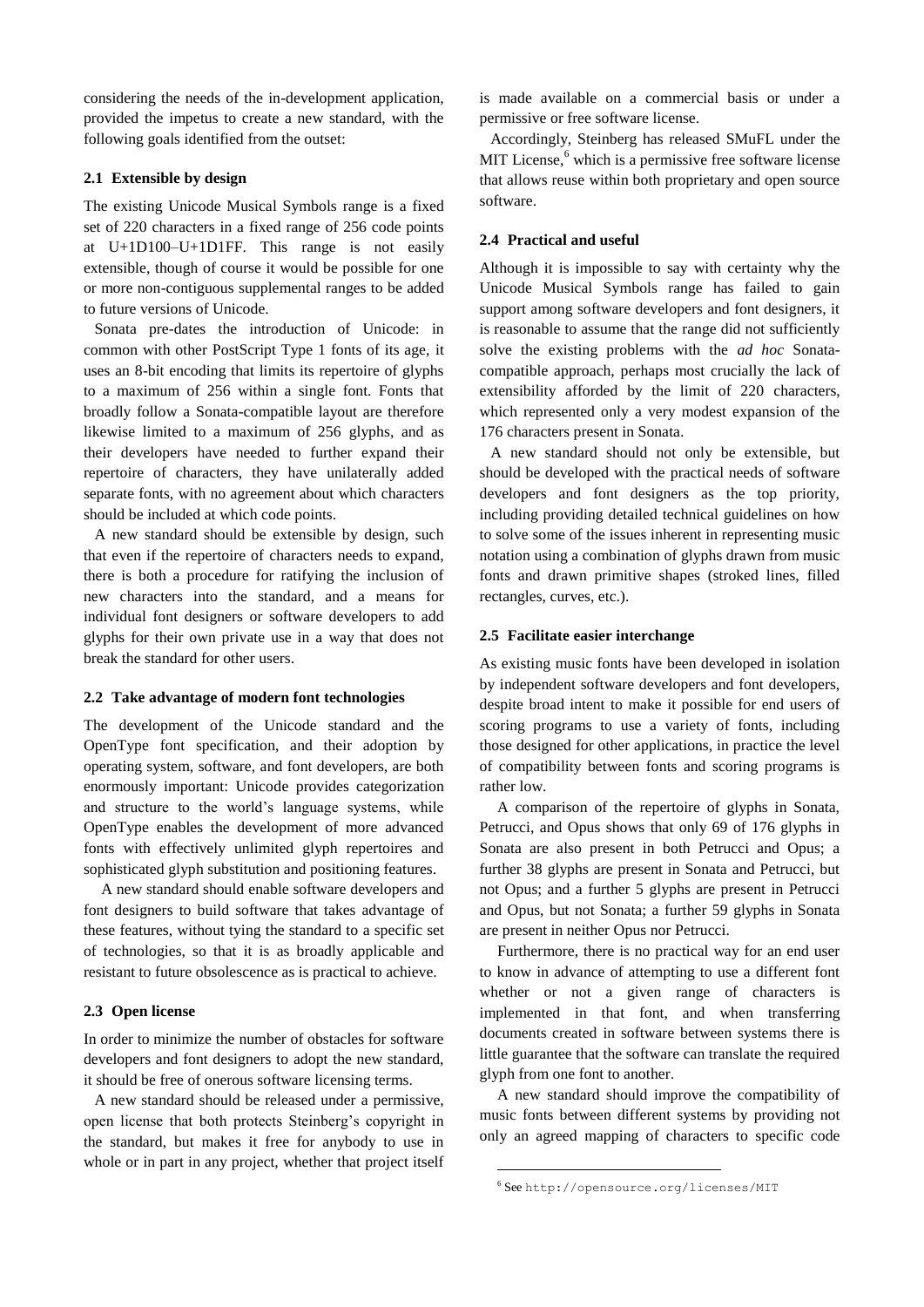considering the needs of the in-development application, provided the impetus to create a new standard, with the following goals identified from the outset:

### 2.1 Extensible by design

The existing Unicode Musical Symbols range is a fixed set of 220 characters in a fixed range of 256 code points at U+1D100–U+1D1FF. This range is not easily extensible, though of course it would be possible for one or more non-contiguous supplemental ranges to be added to future versions of Unicode.

Sonata pre-dates the introduction of Unicode: in common with other PostScript Type 1 fonts of its age, it uses an 8-bit encoding that limits its repertoire of glyphs to a maximum of 256 within a single font. Fonts that broadly follow a Sonata-compatible layout are therefore likewise limited to a maximum of 256 glyphs, and as their developers have needed to further expand their repertoire of characters, they have unilaterally added separate fonts, with no agreement about which characters should be included at which code points.

A new standard should be extensible by design, such that even if the repertoire of characters needs to expand, there is both a procedure for ratifying the inclusion of new characters into the standard, and a means for individual font designers or software developers to add glyphs for their own private use in a way that does not break the standard for other users.

### 2.2 Take advantage of modern font technologies

The development of the Unicode standard and the OpenType font specification, and their adoption by operating system, software, and font developers, are both enormously important: Unicode provides categorization and structure to the world's language systems, while OpenType enables the development of more advanced fonts with effectively unlimited glyph repertoires and sophisticated glyph substitution and positioning features.

A new standard should enable software developers and font designers to build software that takes advantage of these features, without tying the standard to a specific set of technologies, so that it is as broadly applicable and resistant to future obsolescence as is practical to achieve.

### 2.3 Open license

In order to minimize the number of obstacles for software developers and font designers to adopt the new standard, it should be free of onerous software licensing terms.

A new standard should be released under a permissive, open license that both protects Steinberg's copyright in the standard, but makes it free for anybody to use in whole or in part in any project, whether that project itself is made available on a commercial basis or under a permissive or free software license.

Accordingly, Steinberg has released SMuFL under the MIT License,[6] which is a permissive free software license that allows reuse within both proprietary and open source software.

### 2.4 Practical and useful

Although it is impossible to say with certainty why the Unicode Musical Symbols range has failed to gain support among software developers and font designers, it is reasonable to assume that the range did not sufficiently solve the existing problems with the *ad hoc* Sonata-compatible approach, perhaps most crucially the lack of extensibility afforded by the limit of 220 characters, which represented only a very modest expansion of the 176 characters present in Sonata.

A new standard should not only be extensible, but should be developed with the practical needs of software developers and font designers as the top priority, including providing detailed technical guidelines on how to solve some of the issues inherent in representing music notation using a combination of glyphs drawn from music fonts and drawn primitive shapes (stroked lines, filled rectangles, curves, etc.).

### 2.5 Facilitate easier interchange

As existing music fonts have been developed in isolation by independent software developers and font developers, despite broad intent to make it possible for end users of scoring programs to use a variety of fonts, including those designed for other applications, in practice the level of compatibility between fonts and scoring programs is rather low.

A comparison of the repertoire of glyphs in Sonata, Petrucci, and Opus shows that only 69 of 176 glyphs in Sonata are also present in both Petrucci and Opus; a further 38 glyphs are present in Sonata and Petrucci, but not Opus; and a further 5 glyphs are present in Petrucci and Opus, but not Sonata; a further 59 glyphs in Sonata are present in neither Opus nor Petrucci.

Furthermore, there is no practical way for an end user to know in advance of attempting to use a different font whether or not a given range of characters is implemented in that font, and when transferring documents created in software between systems there is little guarantee that the software can translate the required glyph from one font to another.

A new standard should improve the compatibility of music fonts between different systems by providing not only an agreed mapping of characters to specific code

[6] See `http://opensource.org/licenses/MIT`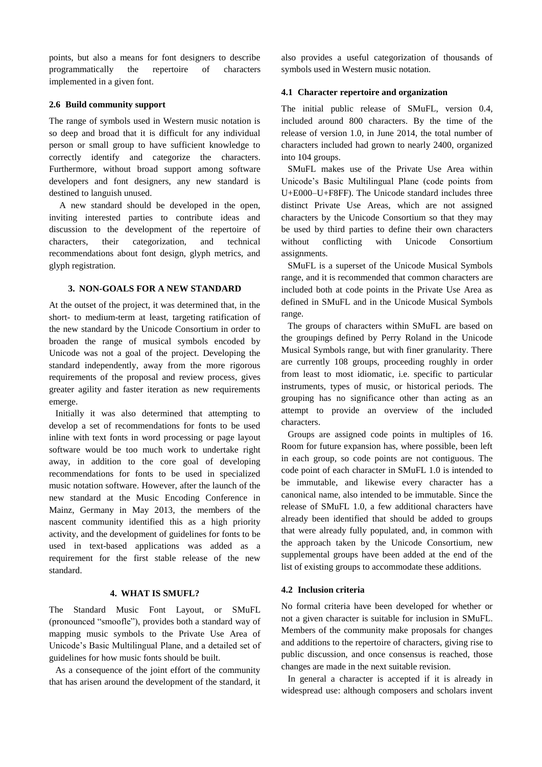points, but also a means for font designers to describe programmatically the repertoire of characters implemented in a given font.

### 2.6 Build community support

The range of symbols used in Western music notation is so deep and broad that it is difficult for any individual person or small group to have sufficient knowledge to correctly identify and categorize the characters. Furthermore, without broad support among software developers and font designers, any new standard is destined to languish unused.

A new standard should be developed in the open, inviting interested parties to contribute ideas and discussion to the development of the repertoire of characters, their categorization, and technical recommendations about font design, glyph metrics, and glyph registration.

## 3. NON-GOALS FOR A NEW STANDARD

At the outset of the project, it was determined that, in the short- to medium-term at least, targeting ratification of the new standard by the Unicode Consortium in order to broaden the range of musical symbols encoded by Unicode was not a goal of the project. Developing the standard independently, away from the more rigorous requirements of the proposal and review process, gives greater agility and faster iteration as new requirements emerge.

Initially it was also determined that attempting to develop a set of recommendations for fonts to be used inline with text fonts in word processing or page layout software would be too much work to undertake right away, in addition to the core goal of developing recommendations for fonts to be used in specialized music notation software. However, after the launch of the new standard at the Music Encoding Conference in Mainz, Germany in May 2013, the members of the nascent community identified this as a high priority activity, and the development of guidelines for fonts to be used in text-based applications was added as a requirement for the first stable release of the new standard.

## 4. WHAT IS SMUFL?

The Standard Music Font Layout, or SMuFL (pronounced "smoofle"), provides both a standard way of mapping music symbols to the Private Use Area of Unicode's Basic Multilingual Plane, and a detailed set of guidelines for how music fonts should be built.

As a consequence of the joint effort of the community that has arisen around the development of the standard, it also provides a useful categorization of thousands of symbols used in Western music notation.

### 4.1 Character repertoire and organization

The initial public release of SMuFL, version 0.4, included around 800 characters. By the time of the release of version 1.0, in June 2014, the total number of characters included had grown to nearly 2400, organized into 104 groups.

SMuFL makes use of the Private Use Area within Unicode's Basic Multilingual Plane (code points from U+E000–U+F8FF). The Unicode standard includes three distinct Private Use Areas, which are not assigned characters by the Unicode Consortium so that they may be used by third parties to define their own characters without conflicting with Unicode Consortium assignments.

SMuFL is a superset of the Unicode Musical Symbols range, and it is recommended that common characters are included both at code points in the Private Use Area as defined in SMuFL and in the Unicode Musical Symbols range.

The groups of characters within SMuFL are based on the groupings defined by Perry Roland in the Unicode Musical Symbols range, but with finer granularity. There are currently 108 groups, proceeding roughly in order from least to most idiomatic, i.e. specific to particular instruments, types of music, or historical periods. The grouping has no significance other than acting as an attempt to provide an overview of the included characters.

Groups are assigned code points in multiples of 16. Room for future expansion has, where possible, been left in each group, so code points are not contiguous. The code point of each character in SMuFL 1.0 is intended to be immutable, and likewise every character has a canonical name, also intended to be immutable. Since the release of SMuFL 1.0, a few additional characters have already been identified that should be added to groups that were already fully populated, and, in common with the approach taken by the Unicode Consortium, new supplemental groups have been added at the end of the list of existing groups to accommodate these additions.

### 4.2 Inclusion criteria

No formal criteria have been developed for whether or not a given character is suitable for inclusion in SMuFL. Members of the community make proposals for changes and additions to the repertoire of characters, giving rise to public discussion, and once consensus is reached, those changes are made in the next suitable revision.

In general a character is accepted if it is already in widespread use: although composers and scholars invent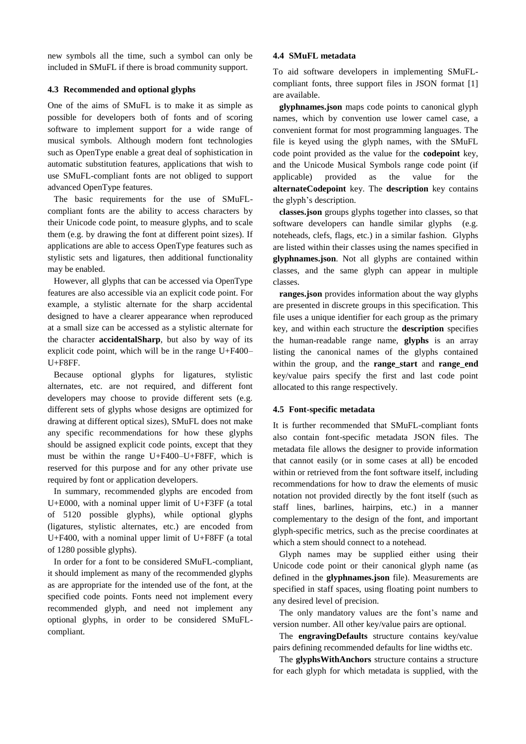new symbols all the time, such a symbol can only be included in SMuFL if there is broad community support.

### 4.3 Recommended and optional glyphs

One of the aims of SMuFL is to make it as simple as possible for developers both of fonts and of scoring software to implement support for a wide range of musical symbols. Although modern font technologies such as OpenType enable a great deal of sophistication in automatic substitution features, applications that wish to use SMuFL-compliant fonts are not obliged to support advanced OpenType features.

The basic requirements for the use of SMuFL-compliant fonts are the ability to access characters by their Unicode code point, to measure glyphs, and to scale them (e.g. by drawing the font at different point sizes). If applications are able to access OpenType features such as stylistic sets and ligatures, then additional functionality may be enabled.

However, all glyphs that can be accessed via OpenType features are also accessible via an explicit code point. For example, a stylistic alternate for the sharp accidental designed to have a clearer appearance when reproduced at a small size can be accessed as a stylistic alternate for the character **accidentalSharp**, but also by way of its explicit code point, which will be in the range U+F400–U+F8FF.

Because optional glyphs for ligatures, stylistic alternates, etc. are not required, and different font developers may choose to provide different sets (e.g. different sets of glyphs whose designs are optimized for drawing at different optical sizes), SMuFL does not make any specific recommendations for how these glyphs should be assigned explicit code points, except that they must be within the range U+F400–U+F8FF, which is reserved for this purpose and for any other private use required by font or application developers.

In summary, recommended glyphs are encoded from U+E000, with a nominal upper limit of U+F3FF (a total of 5120 possible glyphs), while optional glyphs (ligatures, stylistic alternates, etc.) are encoded from U+F400, with a nominal upper limit of U+F8FF (a total of 1280 possible glyphs).

In order for a font to be considered SMuFL-compliant, it should implement as many of the recommended glyphs as are appropriate for the intended use of the font, at the specified code points. Fonts need not implement every recommended glyph, and need not implement any optional glyphs, in order to be considered SMuFL-compliant.

### 4.4 SMuFL metadata

To aid software developers in implementing SMuFL-compliant fonts, three support files in JSON format [1] are available.

**glyphnames.json** maps code points to canonical glyph names, which by convention use lower camel case, a convenient format for most programming languages. The file is keyed using the glyph names, with the SMuFL code point provided as the value for the **codepoint** key, and the Unicode Musical Symbols range code point (if applicable) provided as the value for the **alternateCodepoint** key. The **description** key contains the glyph's description.

**classes.json** groups glyphs together into classes, so that software developers can handle similar glyphs (e.g. noteheads, clefs, flags, etc.) in a similar fashion. Glyphs are listed within their classes using the names specified in **glyphnames.json**. Not all glyphs are contained within classes, and the same glyph can appear in multiple classes.

**ranges.json** provides information about the way glyphs are presented in discrete groups in this specification. This file uses a unique identifier for each group as the primary key, and within each structure the **description** specifies the human-readable range name, **glyphs** is an array listing the canonical names of the glyphs contained within the group, and the **range_start** and **range_end** key/value pairs specify the first and last code point allocated to this range respectively.

### 4.5 Font-specific metadata

It is further recommended that SMuFL-compliant fonts also contain font-specific metadata JSON files. The metadata file allows the designer to provide information that cannot easily (or in some cases at all) be encoded within or retrieved from the font software itself, including recommendations for how to draw the elements of music notation not provided directly by the font itself (such as staff lines, barlines, hairpins, etc.) in a manner complementary to the design of the font, and important glyph-specific metrics, such as the precise coordinates at which a stem should connect to a notehead.

Glyph names may be supplied either using their Unicode code point or their canonical glyph name (as defined in the **glyphnames.json** file). Measurements are specified in staff spaces, using floating point numbers to any desired level of precision.

The only mandatory values are the font's name and version number. All other key/value pairs are optional.

The **engravingDefaults** structure contains key/value pairs defining recommended defaults for line widths etc.

The **glyphsWithAnchors** structure contains a structure for each glyph for which metadata is supplied, with the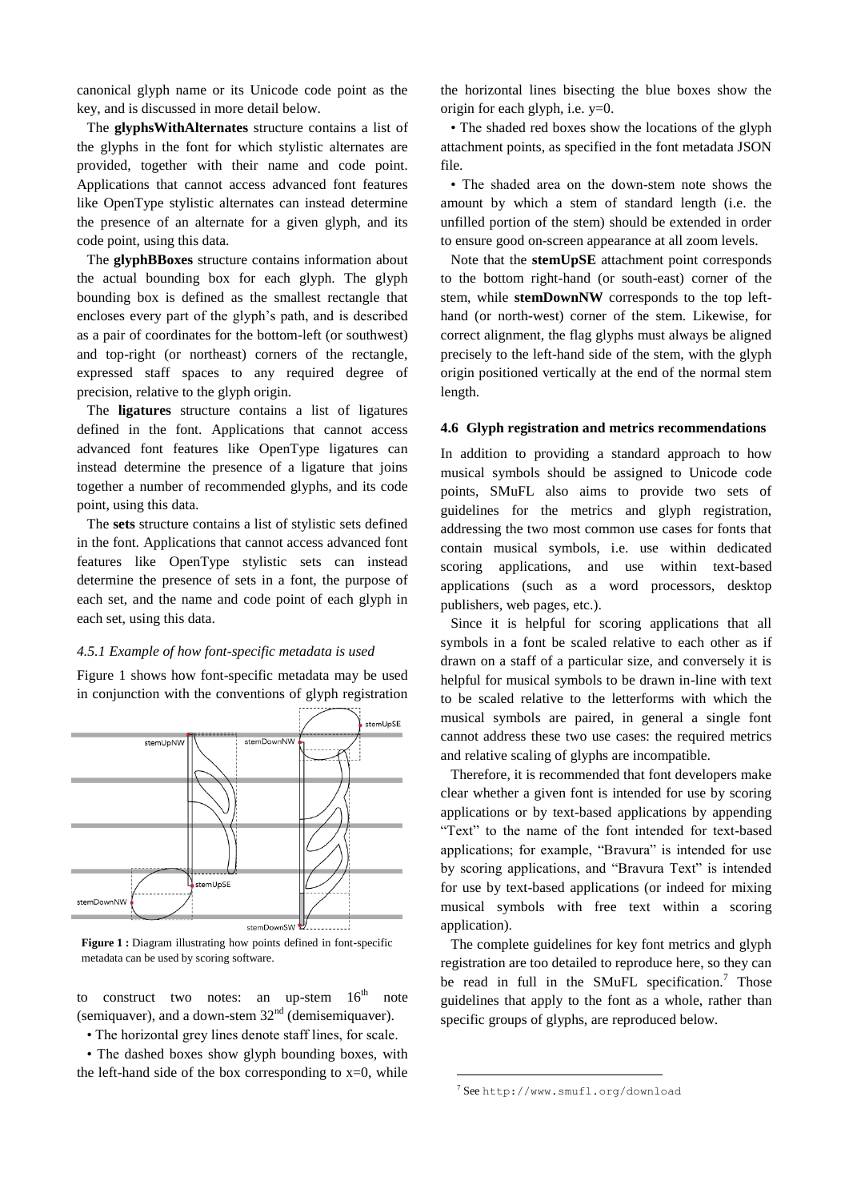canonical glyph name or its Unicode code point as the key, and is discussed in more detail below.

The **glyphsWithAlternates** structure contains a list of the glyphs in the font for which stylistic alternates are provided, together with their name and code point. Applications that cannot access advanced font features like OpenType stylistic alternates can instead determine the presence of an alternate for a given glyph, and its code point, using this data.

The **glyphBBoxes** structure contains information about the actual bounding box for each glyph. The glyph bounding box is defined as the smallest rectangle that encloses every part of the glyph's path, and is described as a pair of coordinates for the bottom-left (or southwest) and top-right (or northeast) corners of the rectangle, expressed staff spaces to any required degree of precision, relative to the glyph origin.

The **ligatures** structure contains a list of ligatures defined in the font. Applications that cannot access advanced font features like OpenType ligatures can instead determine the presence of a ligature that joins together a number of recommended glyphs, and its code point, using this data.

The **sets** structure contains a list of stylistic sets defined in the font. Applications that cannot access advanced font features like OpenType stylistic sets can instead determine the presence of sets in a font, the purpose of each set, and the name and code point of each glyph in each set, using this data.

### *4.5.1 Example of how font-specific metadata is used*

Figure 1 shows how font-specific metadata may be used in conjunction with the conventions of glyph registration to construct two notes: an up-stem 16th note (semiquaver), and a down-stem 32nd (demisemiquaver).

**Figure 1 :** Diagram illustrating how points defined in font-specific metadata can be used by scoring software.

- The horizontal grey lines denote staff lines, for scale.
- The dashed boxes show glyph bounding boxes, with the left-hand side of the box corresponding to x=0, while the horizontal lines bisecting the blue boxes show the origin for each glyph, i.e. y=0.
- The shaded red boxes show the locations of the glyph attachment points, as specified in the font metadata JSON file.
- The shaded area on the down-stem note shows the amount by which a stem of standard length (i.e. the unfilled portion of the stem) should be extended in order to ensure good on-screen appearance at all zoom levels.

Note that the **stemUpSE** attachment point corresponds to the bottom right-hand (or south-east) corner of the stem, while **stemDownNW** corresponds to the top left-hand (or north-west) corner of the stem. Likewise, for correct alignment, the flag glyphs must always be aligned precisely to the left-hand side of the stem, with the glyph origin positioned vertically at the end of the normal stem length.

### **4.6 Glyph registration and metrics recommendations**

In addition to providing a standard approach to how musical symbols should be assigned to Unicode code points, SMuFL also aims to provide two sets of guidelines for the metrics and glyph registration, addressing the two most common use cases for fonts that contain musical symbols, i.e. use within dedicated scoring applications, and use within text-based applications (such as a word processors, desktop publishers, web pages, etc.).

Since it is helpful for scoring applications that all symbols in a font be scaled relative to each other as if drawn on a staff of a particular size, and conversely it is helpful for musical symbols to be drawn in-line with text to be scaled relative to the letterforms with which the musical symbols are paired, in general a single font cannot address these two use cases: the required metrics and relative scaling of glyphs are incompatible.

Therefore, it is recommended that font developers make clear whether a given font is intended for use by scoring applications or by text-based applications by appending "Text" to the name of the font intended for text-based applications; for example, "Bravura" is intended for use by scoring applications, and "Bravura Text" is intended for use by text-based applications (or indeed for mixing musical symbols with free text within a scoring application).

The complete guidelines for key font metrics and glyph registration are too detailed to reproduce here, so they can be read in full in the SMuFL specification.[7] Those guidelines that apply to the font as a whole, rather than specific groups of glyphs, are reproduced below.

[7] See `http://www.smufl.org/download`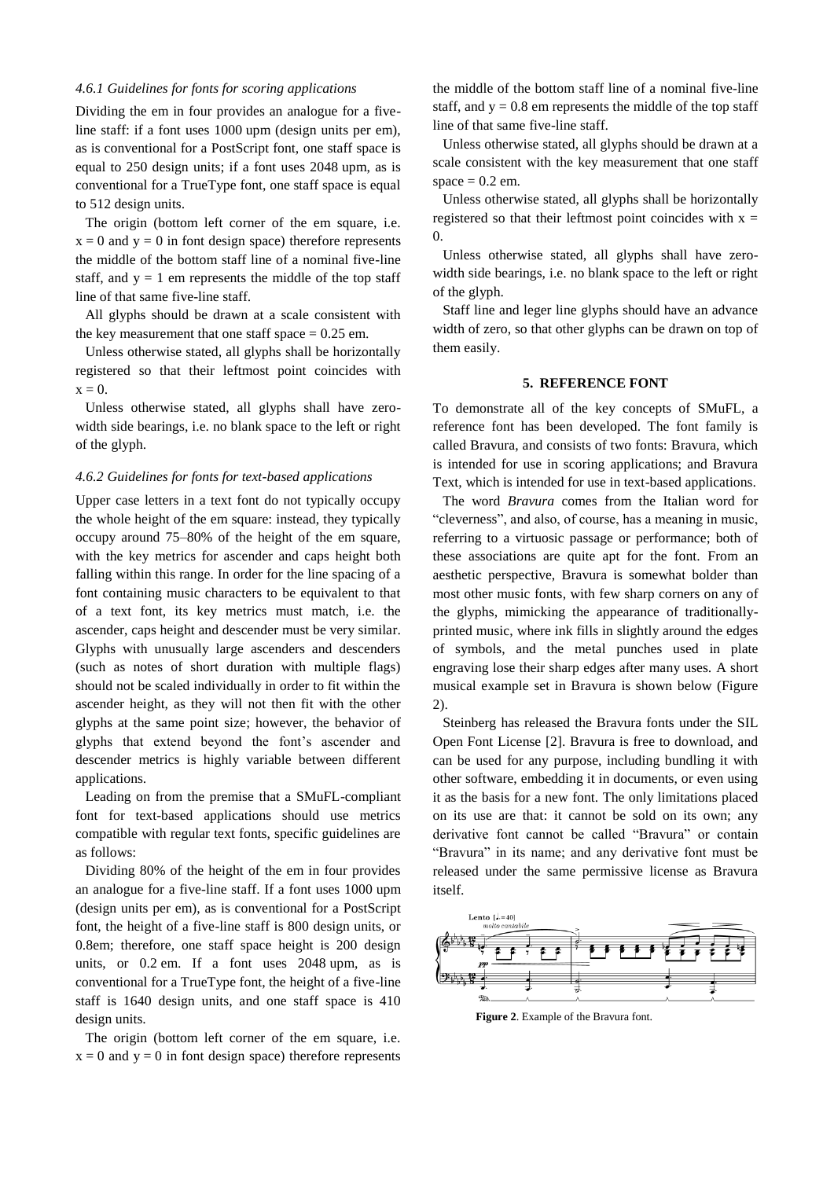#### 4.6.1 Guidelines for fonts for scoring applications

Dividing the em in four provides an analogue for a five-line staff: if a font uses 1000 upm (design units per em), as is conventional for a PostScript font, one staff space is equal to 250 design units; if a font uses 2048 upm, as is conventional for a TrueType font, one staff space is equal to 512 design units.

The origin (bottom left corner of the em square, i.e. $x = 0$ and $y = 0$ in font design space) therefore represents the middle of the bottom staff line of a nominal five-line staff, and $y = 1$ em represents the middle of the top staff line of that same five-line staff.

All glyphs should be drawn at a scale consistent with the key measurement that one staff space = 0.25 em.

Unless otherwise stated, all glyphs shall be horizontally registered so that their leftmost point coincides with $x = 0$.

Unless otherwise stated, all glyphs shall have zero-width side bearings, i.e. no blank space to the left or right of the glyph.

#### 4.6.2 Guidelines for fonts for text-based applications

Upper case letters in a text font do not typically occupy the whole height of the em square: instead, they typically occupy around 75–80% of the height of the em square, with the key metrics for ascender and caps height both falling within this range. In order for the line spacing of a font containing music characters to be equivalent to that of a text font, its key metrics must match, i.e. the ascender, caps height and descender must be very similar. Glyphs with unusually large ascenders and descenders (such as notes of short duration with multiple flags) should not be scaled individually in order to fit within the ascender height, as they will not then fit with the other glyphs at the same point size; however, the behavior of glyphs that extend beyond the font's ascender and descender metrics is highly variable between different applications.

Leading on from the premise that a SMuFL-compliant font for text-based applications should use metrics compatible with regular text fonts, specific guidelines are as follows:

Dividing 80% of the height of the em in four provides an analogue for a five-line staff. If a font uses 1000 upm (design units per em), as is conventional for a PostScript font, the height of a five-line staff is 800 design units, or 0.8em; therefore, one staff space height is 200 design units, or 0.2 em. If a font uses 2048 upm, as is conventional for a TrueType font, the height of a five-line staff is 1640 design units, and one staff space is 410 design units.

The origin (bottom left corner of the em square, i.e. $x = 0$ and $y = 0$ in font design space) therefore represents the middle of the bottom staff line of a nominal five-line staff, and $y = 0.8$ em represents the middle of the top staff line of that same five-line staff.

Unless otherwise stated, all glyphs should be drawn at a scale consistent with the key measurement that one staff space = 0.2 em.

Unless otherwise stated, all glyphs shall be horizontally registered so that their leftmost point coincides with $x = 0$.

Unless otherwise stated, all glyphs shall have zero-width side bearings, i.e. no blank space to the left or right of the glyph.

Staff line and leger line glyphs should have an advance width of zero, so that other glyphs can be drawn on top of them easily.

## 5. REFERENCE FONT

To demonstrate all of the key concepts of SMuFL, a reference font has been developed. The font family is called Bravura, and consists of two fonts: Bravura, which is intended for use in scoring applications; and Bravura Text, which is intended for use in text-based applications.

The word *Bravura* comes from the Italian word for "cleverness", and also, of course, has a meaning in music, referring to a virtuosic passage or performance; both of these associations are quite apt for the font. From an aesthetic perspective, Bravura is somewhat bolder than most other music fonts, with few sharp corners on any of the glyphs, mimicking the appearance of traditionally-printed music, where ink fills in slightly around the edges of symbols, and the metal punches used in plate engraving lose their sharp edges after many uses. A short musical example set in Bravura is shown below (Figure 2).

Steinberg has released the Bravura fonts under the SIL Open Font License [2]. Bravura is free to download, and can be used for any purpose, including bundling it with other software, embedding it in documents, or even using it as the basis for a new font. The only limitations placed on its use are that: it cannot be sold on its own; any derivative font cannot be called "Bravura" or contain "Bravura" in its name; and any derivative font must be released under the same permissive license as Bravura itself.

**Figure 2**. Example of the Bravura font.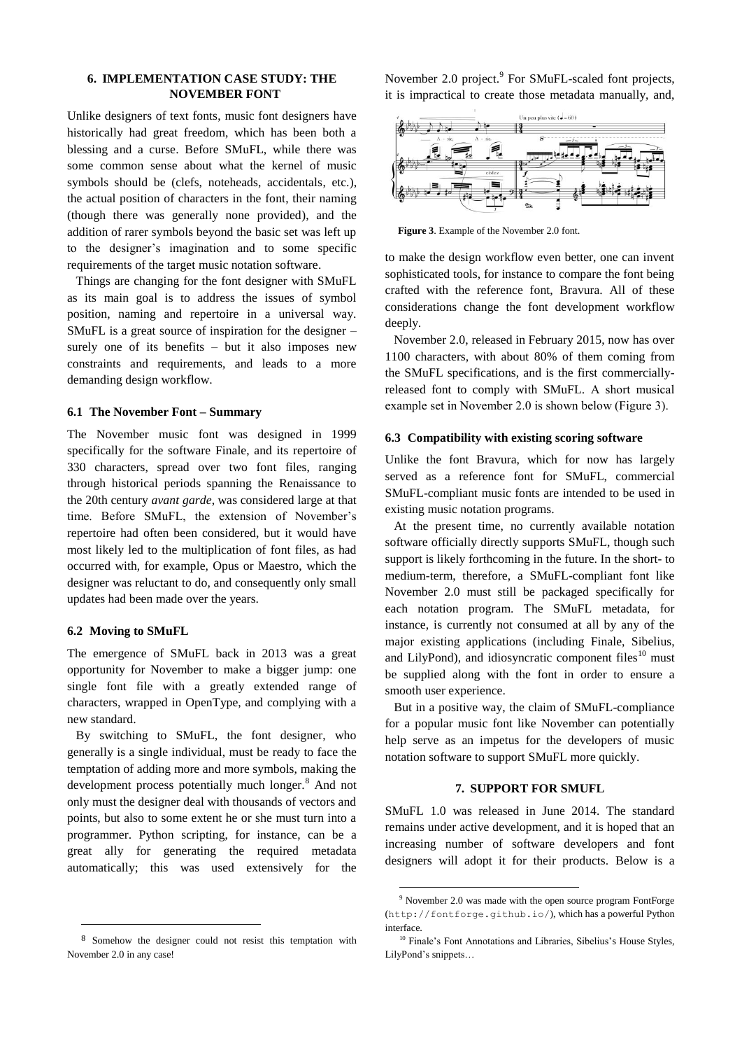## 6. IMPLEMENTATION CASE STUDY: THE NOVEMBER FONT

Unlike designers of text fonts, music font designers have historically had great freedom, which has been both a blessing and a curse. Before SMuFL, while there was some common sense about what the kernel of music symbols should be (clefs, noteheads, accidentals, etc.), the actual position of characters in the font, their naming (though there was generally none provided), and the addition of rarer symbols beyond the basic set was left up to the designer's imagination and to some specific requirements of the target music notation software.

Things are changing for the font designer with SMuFL as its main goal is to address the issues of symbol position, naming and repertoire in a universal way. SMuFL is a great source of inspiration for the designer – surely one of its benefits – but it also imposes new constraints and requirements, and leads to a more demanding design workflow.

### 6.1 The November Font – Summary

The November music font was designed in 1999 specifically for the software Finale, and its repertoire of 330 characters, spread over two font files, ranging through historical periods spanning the Renaissance to the 20th century *avant garde*, was considered large at that time. Before SMuFL, the extension of November's repertoire had often been considered, but it would have most likely led to the multiplication of font files, as had occurred with, for example, Opus or Maestro, which the designer was reluctant to do, and consequently only small updates had been made over the years.

### 6.2 Moving to SMuFL

The emergence of SMuFL back in 2013 was a great opportunity for November to make a bigger jump: one single font file with a greatly extended range of characters, wrapped in OpenType, and complying with a new standard.

By switching to SMuFL, the font designer, who generally is a single individual, must be ready to face the temptation of adding more and more symbols, making the development process potentially much longer.[8] And not only must the designer deal with thousands of vectors and points, but also to some extent he or she must turn into a programmer. Python scripting, for instance, can be a great ally for generating the required metadata automatically; this was used extensively for the November 2.0 project.[9] For SMuFL-scaled font projects, it is impractical to create those metadata manually, and, to make the design workflow even better, one can invent sophisticated tools, for instance to compare the font being crafted with the reference font, Bravura. All of these considerations change the font development workflow deeply.

**Figure 3**. Example of the November 2.0 font.

November 2.0, released in February 2015, now has over 1100 characters, with about 80% of them coming from the SMuFL specifications, and is the first commercially-released font to comply with SMuFL. A short musical example set in November 2.0 is shown below (Figure 3).

### 6.3 Compatibility with existing scoring software

Unlike the font Bravura, which for now has largely served as a reference font for SMuFL, commercial SMuFL-compliant music fonts are intended to be used in existing music notation programs.

At the present time, no currently available notation software officially directly supports SMuFL, though such support is likely forthcoming in the future. In the short- to medium-term, therefore, a SMuFL-compliant font like November 2.0 must still be packaged specifically for each notation program. The SMuFL metadata, for instance, is currently not consumed at all by any of the major existing applications (including Finale, Sibelius, and LilyPond), and idiosyncratic component files[10] must be supplied along with the font in order to ensure a smooth user experience.

But in a positive way, the claim of SMuFL-compliance for a popular music font like November can potentially help serve as an impetus for the developers of music notation software to support SMuFL more quickly.

## 7. SUPPORT FOR SMUFL

SMuFL 1.0 was released in June 2014. The standard remains under active development, and it is hoped that an increasing number of software developers and font designers will adopt it for their products. Below is a

---

[8] Somehow the designer could not resist this temptation with November 2.0 in any case!

[9] November 2.0 was made with the open source program FontForge (http://fontforge.github.io/), which has a powerful Python interface.

[10] Finale's Font Annotations and Libraries, Sibelius's House Styles, LilyPond's snippets…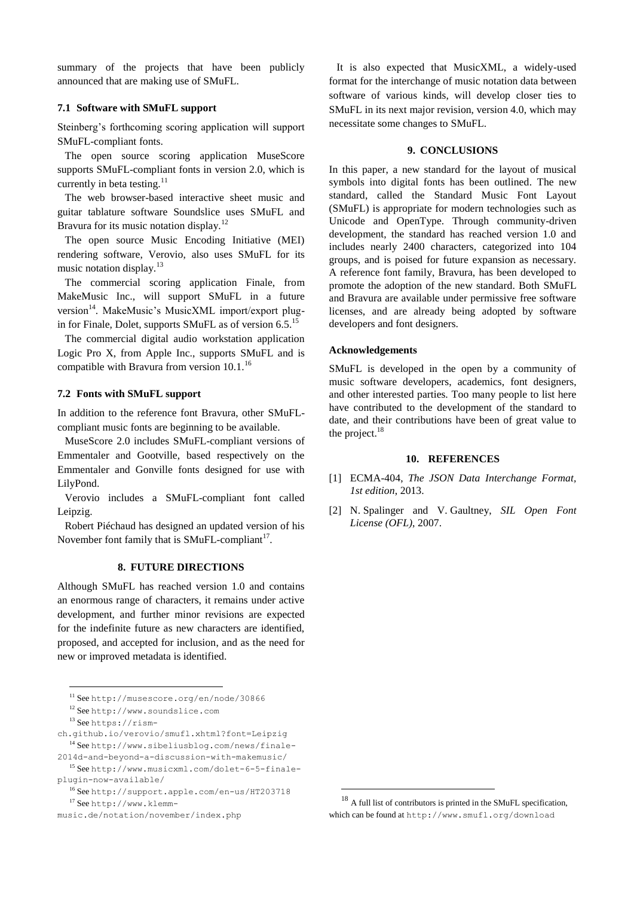summary of the projects that have been publicly announced that are making use of SMuFL.

### 7.1 Software with SMuFL support

Steinberg's forthcoming scoring application will support SMuFL-compliant fonts.

The open source scoring application MuseScore supports SMuFL-compliant fonts in version 2.0, which is currently in beta testing.[11]

The web browser-based interactive sheet music and guitar tablature software Soundslice uses SMuFL and Bravura for its music notation display.[12]

The open source Music Encoding Initiative (MEI) rendering software, Verovio, also uses SMuFL for its music notation display.[13]

The commercial scoring application Finale, from MakeMusic Inc., will support SMuFL in a future version[14]. MakeMusic's MusicXML import/export plug-in for Finale, Dolet, supports SMuFL as of version 6.5.[15]

The commercial digital audio workstation application Logic Pro X, from Apple Inc., supports SMuFL and is compatible with Bravura from version 10.1.[16]

### 7.2 Fonts with SMuFL support

In addition to the reference font Bravura, other SMuFL-compliant music fonts are beginning to be available.

MuseScore 2.0 includes SMuFL-compliant versions of Emmentaler and Gootville, based respectively on the Emmentaler and Gonville fonts designed for use with LilyPond.

Verovio includes a SMuFL-compliant font called Leipzig.

Robert Piéchaud has designed an updated version of his November font family that is SMuFL-compliant[17].

## 8. FUTURE DIRECTIONS

Although SMuFL has reached version 1.0 and contains an enormous range of characters, it remains under active development, and further minor revisions are expected for the indefinite future as new characters are identified, proposed, and accepted for inclusion, and as the need for new or improved metadata is identified.

It is also expected that MusicXML, a widely-used format for the interchange of music notation data between software of various kinds, will develop closer ties to SMuFL in its next major revision, version 4.0, which may necessitate some changes to SMuFL.

## 9. CONCLUSIONS

In this paper, a new standard for the layout of musical symbols into digital fonts has been outlined. The new standard, called the Standard Music Font Layout (SMuFL) is appropriate for modern technologies such as Unicode and OpenType. Through community-driven development, the standard has reached version 1.0 and includes nearly 2400 characters, categorized into 104 groups, and is poised for future expansion as necessary. A reference font family, Bravura, has been developed to promote the adoption of the new standard. Both SMuFL and Bravura are available under permissive free software licenses, and are already being adopted by software developers and font designers.

### Acknowledgements

SMuFL is developed in the open by a community of music software developers, academics, font designers, and other interested parties. Too many people to list here have contributed to the development of the standard to date, and their contributions have been of great value to the project.[18]

## 10. REFERENCES

[1] ECMA-404, *The JSON Data Interchange Format, 1st edition*, 2013.

[2] N. Spalinger and V. Gaultney, *SIL Open Font License (OFL)*, 2007.

---

[11] See http://musescore.org/en/node/30866

[12] See http://www.soundslice.com

[13] See https://rism-ch.github.io/verovio/smufl.xhtml?font=Leipzig

[14] See http://www.sibeliusblog.com/news/finale-2014d-and-beyond-a-discussion-with-makemusic/

[15] See http://www.musicxml.com/dolet-6-5-finale-plugin-now-available/

[16] See http://support.apple.com/en-us/HT203718

[17] See http://www.klemm-music.de/notation/november/index.php

[18] A full list of contributors is printed in the SMuFL specification, which can be found at http://www.smufl.org/download